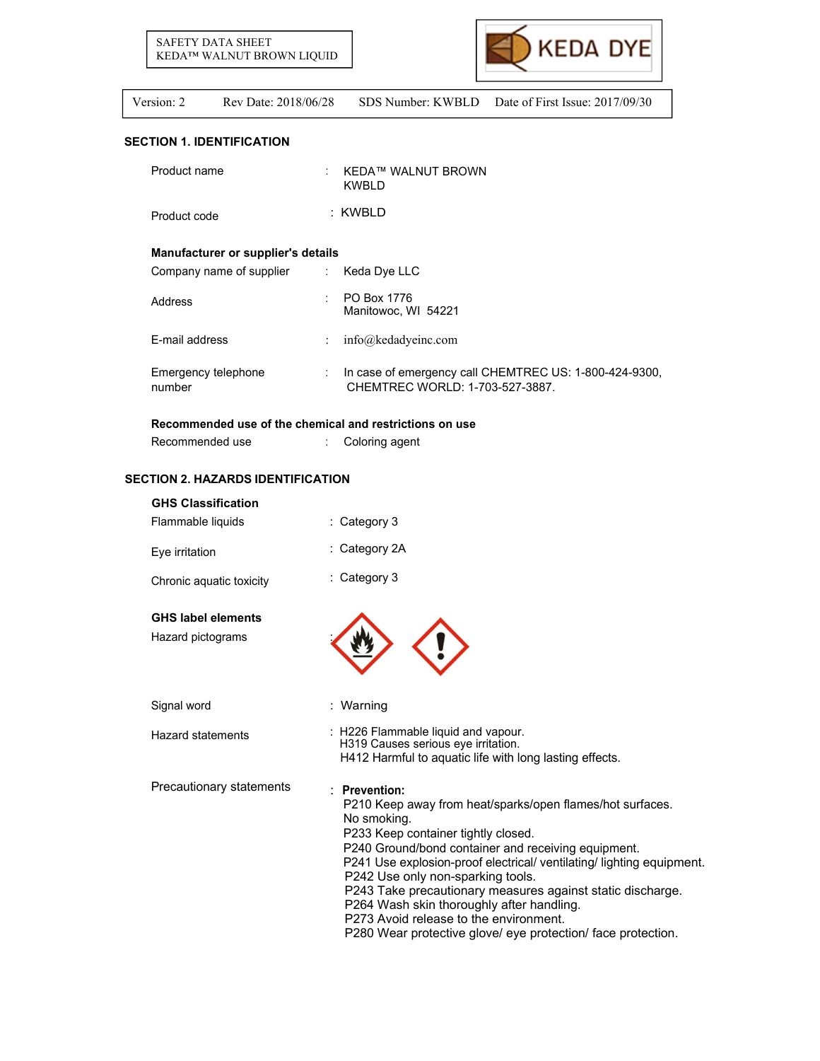SAFETY DATA SHEET
KEDA™ WALNUT BROWN LIQUID

| Version: 2 | Rev Date: 2018/06/28 | SDS Number: KWBLD | Date of First Issue: 2017/09/30 |
|---|---|---|---|

## SECTION 1. IDENTIFICATION

| | |
|---|---|
| Product name | : KEDA™ WALNUT BROWN KWBLD |
| Product code | : KWBLD |

**Manufacturer or supplier's details**

| | |
|---|---|
| Company name of supplier | : Keda Dye LLC |
| Address | : PO Box 1776 Manitowoc, WI 54221 |
| E-mail address | : info@kedadyeinc.com |
| Emergency telephone number | : In case of emergency call CHEMTREC US: 1-800-424-9300, CHEMTREC WORLD: 1-703-527-3887. |

**Recommended use of the chemical and restrictions on use**

| | |
|---|---|
| Recommended use | : Coloring agent |

## SECTION 2. HAZARDS IDENTIFICATION

**GHS Classification**

| | |
|---|---|
| Flammable liquids | : Category 3 |
| Eye irritation | : Category 2A |
| Chronic aquatic toxicity | : Category 3 |

**GHS label elements**

Hazard pictograms :

Signal word : Warning

Hazard statements :
H226 Flammable liquid and vapour.
H319 Causes serious eye irritation.
H412 Harmful to aquatic life with long lasting effects.

Precautionary statements :

**Prevention:**
P210 Keep away from heat/sparks/open flames/hot surfaces. No smoking.
P233 Keep container tightly closed.
P240 Ground/bond container and receiving equipment.
P241 Use explosion-proof electrical/ ventilating/ lighting equipment.
P242 Use only non-sparking tools.
P243 Take precautionary measures against static discharge.
P264 Wash skin thoroughly after handling.
P273 Avoid release to the environment.
P280 Wear protective glove/ eye protection/ face protection.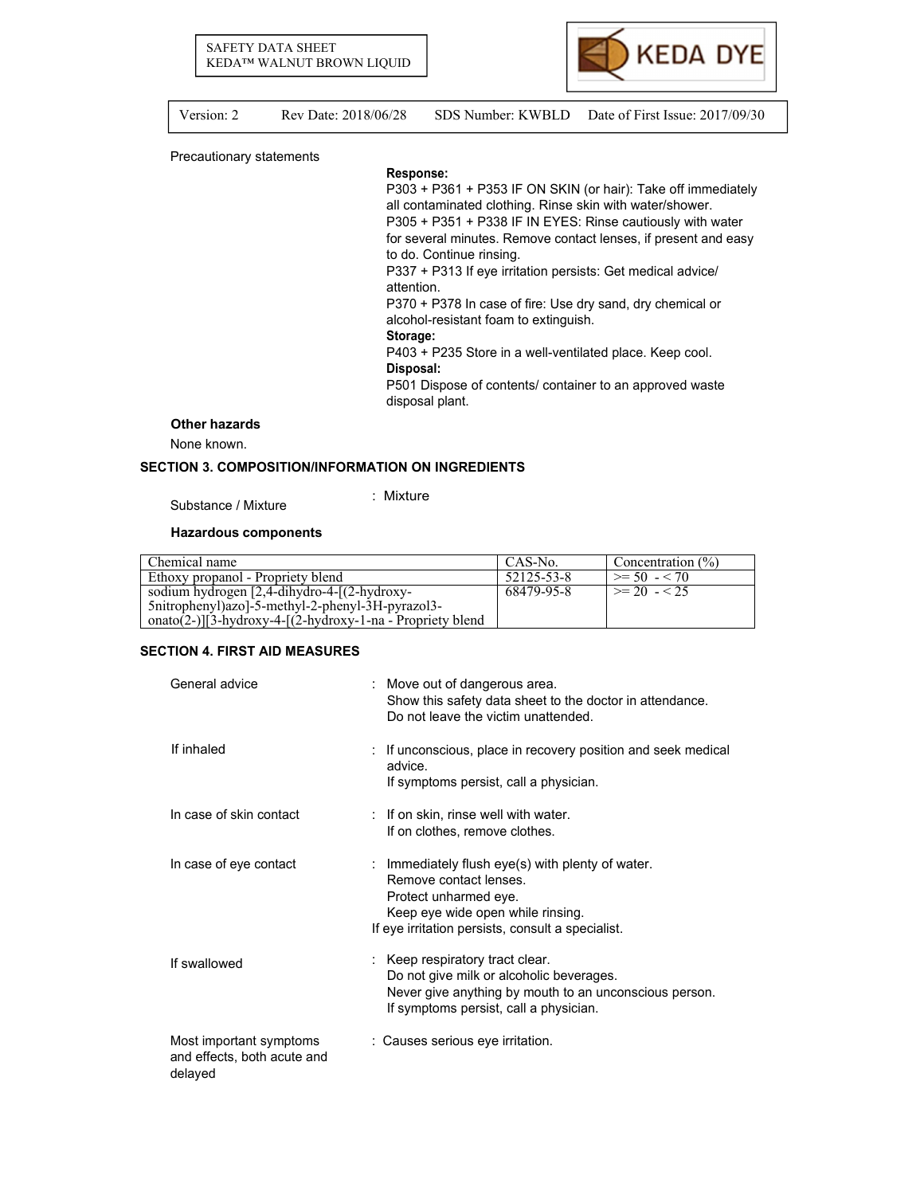Precautionary statements

**Response:**
P303 + P361 + P353 IF ON SKIN (or hair): Take off immediately all contaminated clothing. Rinse skin with water/shower.
P305 + P351 + P338 IF IN EYES: Rinse cautiously with water for several minutes. Remove contact lenses, if present and easy to do. Continue rinsing.
P337 + P313 If eye irritation persists: Get medical advice/ attention.
P370 + P378 In case of fire: Use dry sand, dry chemical or alcohol-resistant foam to extinguish.
**Storage:**
P403 + P235 Store in a well-ventilated place. Keep cool.
**Disposal:**
P501 Dispose of contents/ container to an approved waste disposal plant.

**Other hazards**

None known.

## SECTION 3. COMPOSITION/INFORMATION ON INGREDIENTS

Substance / Mixture : Mixture

**Hazardous components**

| Chemical name | CAS-No. | Concentration (%) |
|---|---|---|
| Ethoxy propanol - Propriety blend | 52125-53-8 | >= 50 - < 70 |
| sodium hydrogen [2,4-dihydro-4-[(2-hydroxy-5nitrophenyl)azo]-5-methyl-2-phenyl-3H-pyrazol3-onato(2-)][3-hydroxy-4-[(2-hydroxy-1-na - Propriety blend | 68479-95-8 | >= 20 - < 25 |

## SECTION 4. FIRST AID MEASURES

General advice : Move out of dangerous area.
Show this safety data sheet to the doctor in attendance.
Do not leave the victim unattended.

If inhaled : If unconscious, place in recovery position and seek medical advice.
If symptoms persist, call a physician.

In case of skin contact : If on skin, rinse well with water.
If on clothes, remove clothes.

In case of eye contact : Immediately flush eye(s) with plenty of water.
Remove contact lenses.
Protect unharmed eye.
Keep eye wide open while rinsing.
If eye irritation persists, consult a specialist.

If swallowed : Keep respiratory tract clear.
Do not give milk or alcoholic beverages.
Never give anything by mouth to an unconscious person.
If symptoms persist, call a physician.

Most important symptoms and effects, both acute and delayed : Causes serious eye irritation.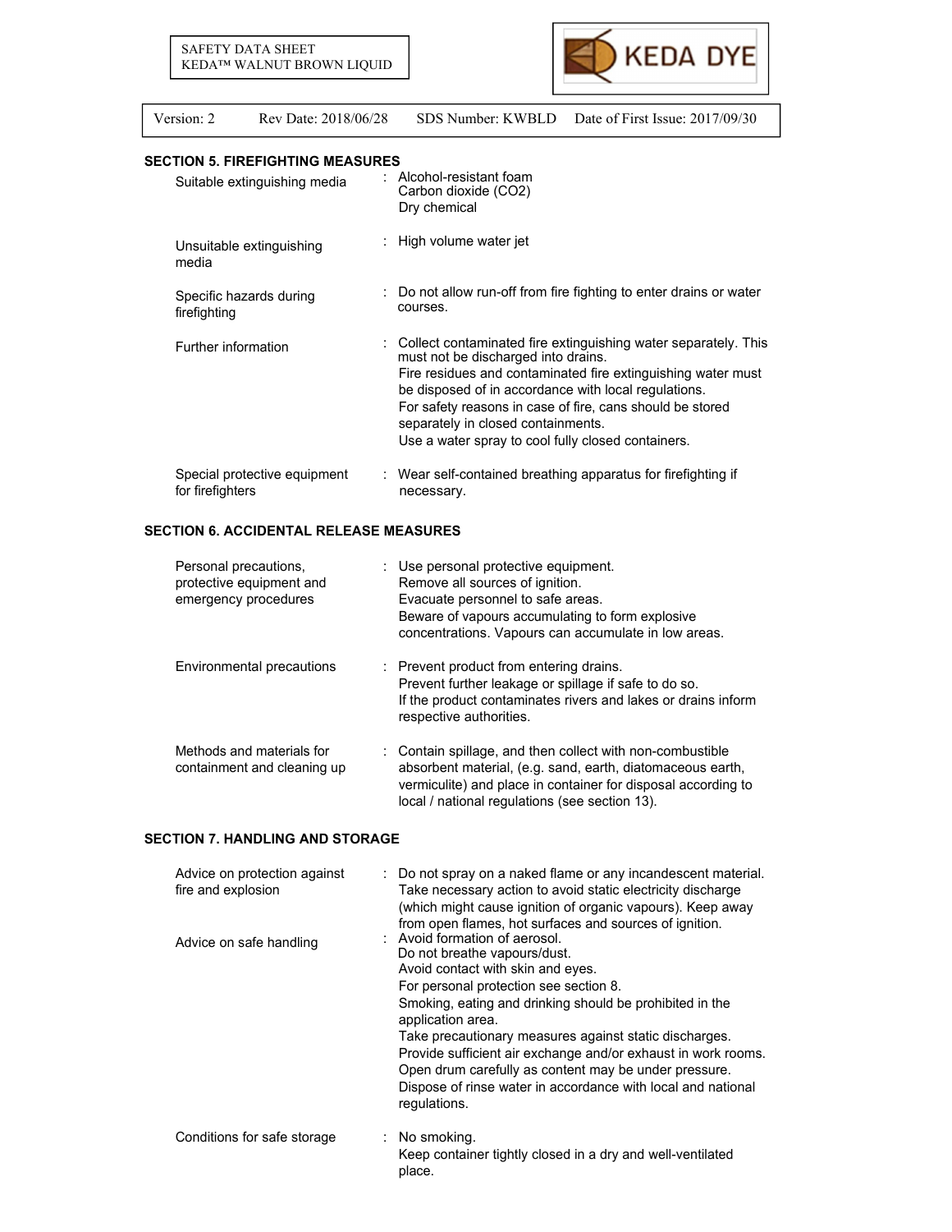## SECTION 5. FIREFIGHTING MEASURES

| | |
|---|---|
| Suitable extinguishing media | : Alcohol-resistant foam<br>Carbon dioxide ($CO_2$)<br>Dry chemical |
| Unsuitable extinguishing media | : High volume water jet |
| Specific hazards during firefighting | : Do not allow run-off from fire fighting to enter drains or water courses. |
| Further information | : Collect contaminated fire extinguishing water separately. This must not be discharged into drains.<br>Fire residues and contaminated fire extinguishing water must be disposed of in accordance with local regulations.<br>For safety reasons in case of fire, cans should be stored separately in closed containments.<br>Use a water spray to cool fully closed containers. |
| Special protective equipment for firefighters | : Wear self-contained breathing apparatus for firefighting if necessary. |

## SECTION 6. ACCIDENTAL RELEASE MEASURES

| | |
|---|---|
| Personal precautions, protective equipment and emergency procedures | : Use personal protective equipment.<br>Remove all sources of ignition.<br>Evacuate personnel to safe areas.<br>Beware of vapours accumulating to form explosive concentrations. Vapours can accumulate in low areas. |
| Environmental precautions | : Prevent product from entering drains.<br>Prevent further leakage or spillage if safe to do so.<br>If the product contaminates rivers and lakes or drains inform respective authorities. |
| Methods and materials for containment and cleaning up | : Contain spillage, and then collect with non-combustible absorbent material, (e.g. sand, earth, diatomaceous earth, vermiculite) and place in container for disposal according to local / national regulations (see section 13). |

## SECTION 7. HANDLING AND STORAGE

| | |
|---|---|
| Advice on protection against fire and explosion | : Do not spray on a naked flame or any incandescent material.<br>Take necessary action to avoid static electricity discharge (which might cause ignition of organic vapours). Keep away from open flames, hot surfaces and sources of ignition. |
| Advice on safe handling | : Avoid formation of aerosol.<br>Do not breathe vapours/dust.<br>Avoid contact with skin and eyes.<br>For personal protection see section 8.<br>Smoking, eating and drinking should be prohibited in the application area.<br>Take precautionary measures against static discharges.<br>Provide sufficient air exchange and/or exhaust in work rooms.<br>Open drum carefully as content may be under pressure.<br>Dispose of rinse water in accordance with local and national regulations. |
| Conditions for safe storage | : No smoking.<br>Keep container tightly closed in a dry and well-ventilated place. |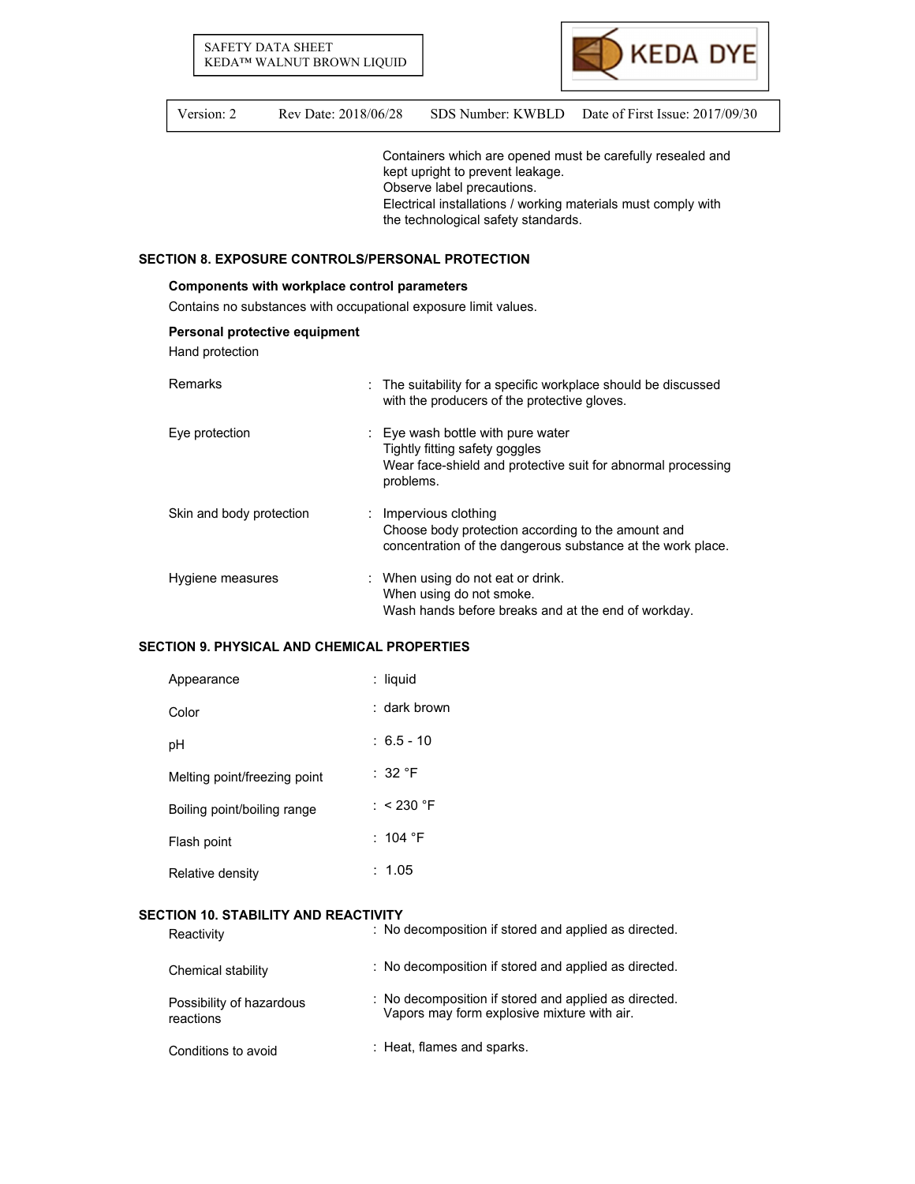Containers which are opened must be carefully resealed and kept upright to prevent leakage.
Observe label precautions.
Electrical installations / working materials must comply with the technological safety standards.

## SECTION 8. EXPOSURE CONTROLS/PERSONAL PROTECTION

**Components with workplace control parameters**

Contains no substances with occupational exposure limit values.

**Personal protective equipment**

Hand protection

| | |
|---|---|
| Remarks | : The suitability for a specific workplace should be discussed with the producers of the protective gloves. |
| Eye protection | : Eye wash bottle with pure water<br>Tightly fitting safety goggles<br>Wear face-shield and protective suit for abnormal processing problems. |
| Skin and body protection | : Impervious clothing<br>Choose body protection according to the amount and concentration of the dangerous substance at the work place. |
| Hygiene measures | : When using do not eat or drink.<br>When using do not smoke.<br>Wash hands before breaks and at the end of workday. |

## SECTION 9. PHYSICAL AND CHEMICAL PROPERTIES

| | |
|---|---|
| Appearance | : liquid |
| Color | : dark brown |
| pH | : 6.5 - 10 |
| Melting point/freezing point | : 32 °F |
| Boiling point/boiling range | : < 230 °F |
| Flash point | : 104 °F |
| Relative density | : 1.05 |

## SECTION 10. STABILITY AND REACTIVITY

| | |
|---|---|
| Reactivity | : No decomposition if stored and applied as directed. |
| Chemical stability | : No decomposition if stored and applied as directed. |
| Possibility of hazardous reactions | : No decomposition if stored and applied as directed.<br>Vapors may form explosive mixture with air. |
| Conditions to avoid | : Heat, flames and sparks. |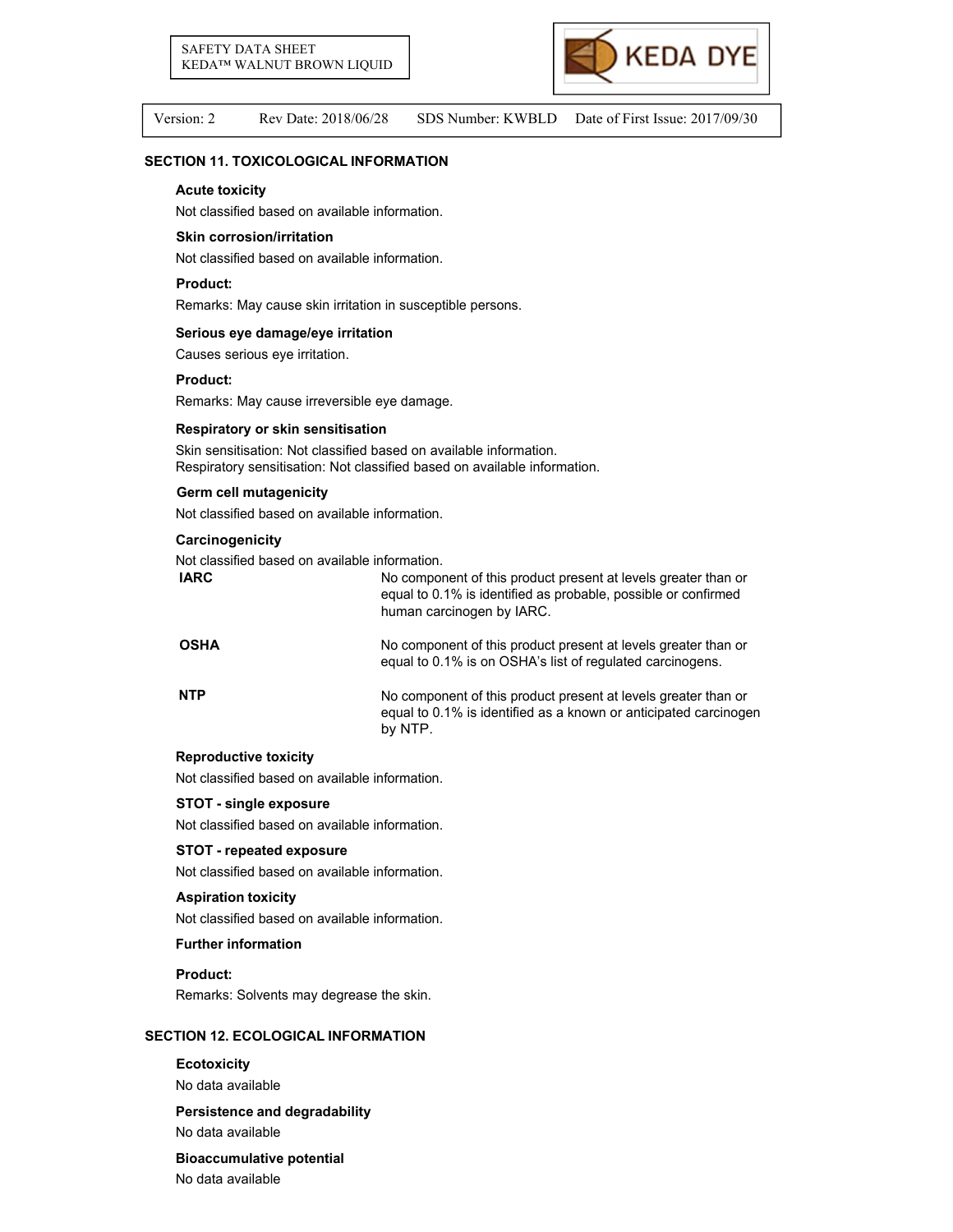## SECTION 11. TOXICOLOGICAL INFORMATION

### Acute toxicity

Not classified based on available information.

### Skin corrosion/irritation

Not classified based on available information.

**Product:**

Remarks: May cause skin irritation in susceptible persons.

### Serious eye damage/eye irritation

Causes serious eye irritation.

**Product:**

Remarks: May cause irreversible eye damage.

### Respiratory or skin sensitisation

Skin sensitisation: Not classified based on available information.
Respiratory sensitisation: Not classified based on available information.

### Germ cell mutagenicity

Not classified based on available information.

### Carcinogenicity

Not classified based on available information.

| | |
|---|---|
| **IARC** | No component of this product present at levels greater than or equal to 0.1% is identified as probable, possible or confirmed human carcinogen by IARC. |
| **OSHA** | No component of this product present at levels greater than or equal to 0.1% is on OSHA's list of regulated carcinogens. |
| **NTP** | No component of this product present at levels greater than or equal to 0.1% is identified as a known or anticipated carcinogen by NTP. |

### Reproductive toxicity

Not classified based on available information.

### STOT - single exposure

Not classified based on available information.

### STOT - repeated exposure

Not classified based on available information.

### Aspiration toxicity

Not classified based on available information.

### Further information

**Product:**

Remarks: Solvents may degrease the skin.

## SECTION 12. ECOLOGICAL INFORMATION

### Ecotoxicity

No data available

### Persistence and degradability

No data available

### Bioaccumulative potential

No data available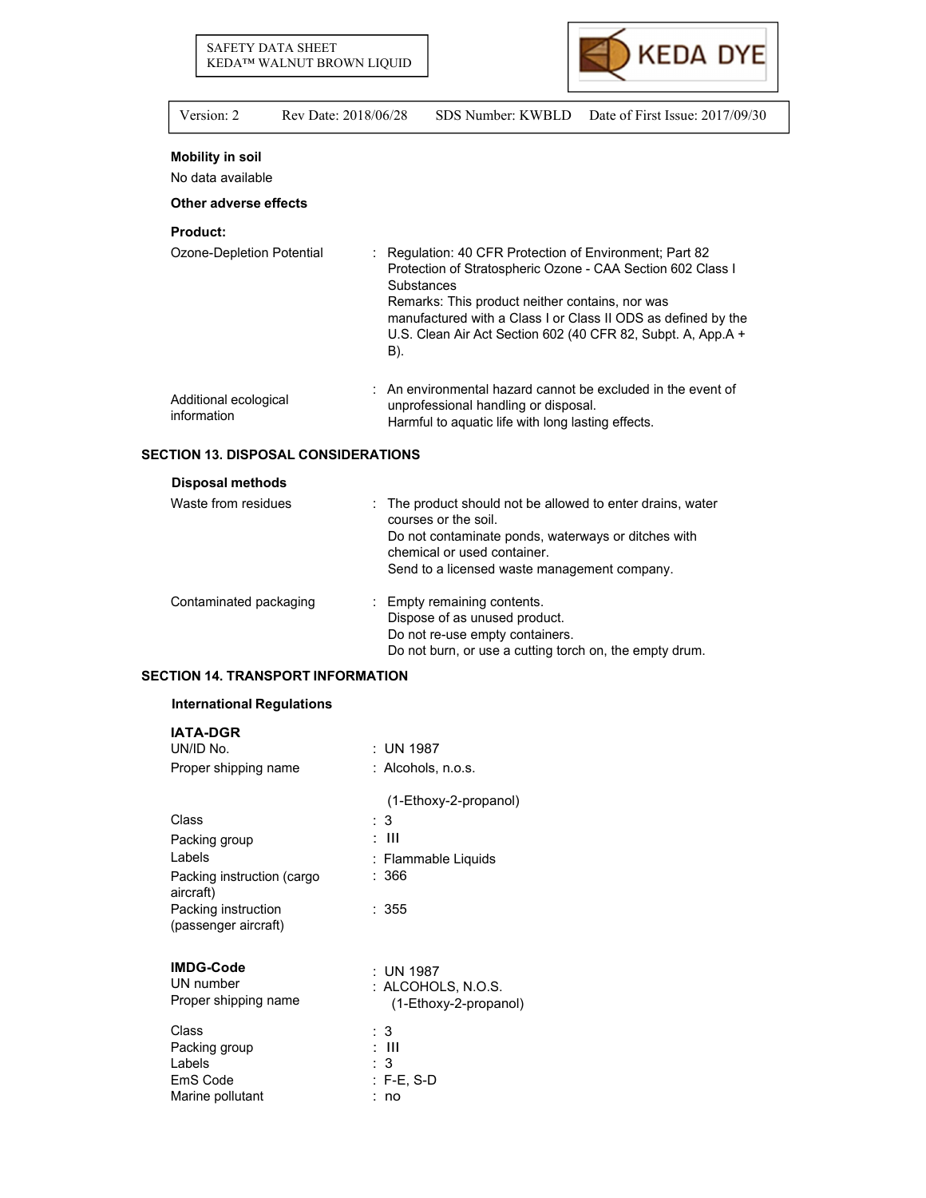**Mobility in soil**

No data available

**Other adverse effects**

**Product:**

| | |
|---|---|
| Ozone-Depletion Potential | : Regulation: 40 CFR Protection of Environment; Part 82 Protection of Stratospheric Ozone - CAA Section 602 Class I Substances<br>Remarks: This product neither contains, nor was manufactured with a Class I or Class II ODS as defined by the U.S. Clean Air Act Section 602 (40 CFR 82, Subpt. A, App.A + B). |
| Additional ecological information | : An environmental hazard cannot be excluded in the event of unprofessional handling or disposal.<br>Harmful to aquatic life with long lasting effects. |

## SECTION 13. DISPOSAL CONSIDERATIONS

**Disposal methods**

| | |
|---|---|
| Waste from residues | : The product should not be allowed to enter drains, water courses or the soil.<br>Do not contaminate ponds, waterways or ditches with chemical or used container.<br>Send to a licensed waste management company. |
| Contaminated packaging | : Empty remaining contents.<br>Dispose of as unused product.<br>Do not re-use empty containers.<br>Do not burn, or use a cutting torch on, the empty drum. |

## SECTION 14. TRANSPORT INFORMATION

**International Regulations**

**IATA-DGR**

| | |
|---|---|
| UN/ID No. | : UN 1987 |
| Proper shipping name | : Alcohols, n.o.s.<br>(1-Ethoxy-2-propanol) |
| Class | : 3 |
| Packing group | : III |
| Labels | : Flammable Liquids |
| Packing instruction (cargo aircraft) | : 366 |
| Packing instruction (passenger aircraft) | : 355 |

**IMDG-Code**

| | |
|---|---|
| UN number | : UN 1987 |
| Proper shipping name | : ALCOHOLS, N.O.S.<br>(1-Ethoxy-2-propanol) |
| Class | : 3 |
| Packing group | : III |
| Labels | : 3 |
| EmS Code | : F-E, S-D |
| Marine pollutant | : no |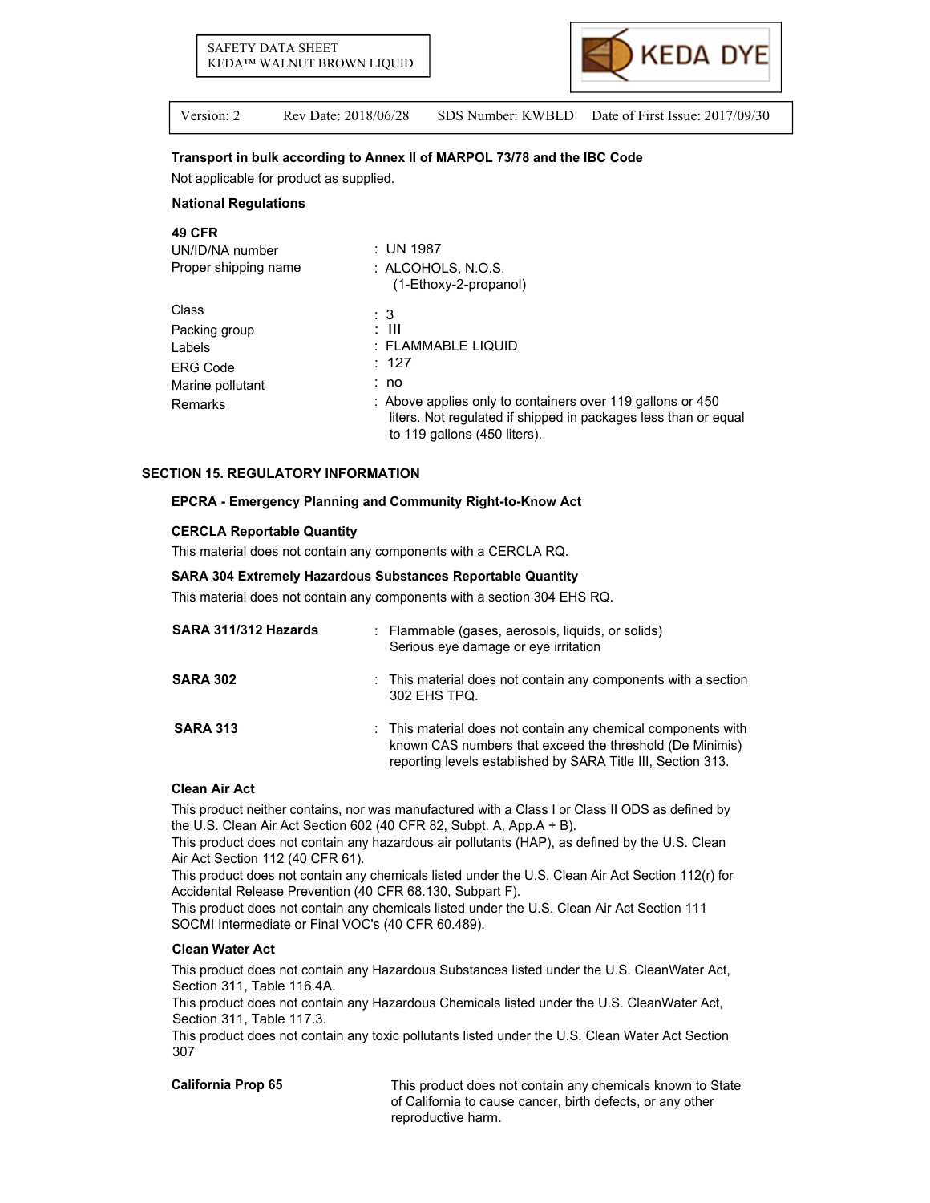**Transport in bulk according to Annex II of MARPOL 73/78 and the IBC Code**

Not applicable for product as supplied.

**National Regulations**

**49 CFR**

| | |
|---|---|
| UN/ID/NA number | : UN 1987 |
| Proper shipping name | : ALCOHOLS, N.O.S. (1-Ethoxy-2-propanol) |
| Class | : 3 |
| Packing group | : III |
| Labels | : FLAMMABLE LIQUID |
| ERG Code | : 127 |
| Marine pollutant | : no |
| Remarks | : Above applies only to containers over 119 gallons or 450 liters. Not regulated if shipped in packages less than or equal to 119 gallons (450 liters). |

## SECTION 15. REGULATORY INFORMATION

**EPCRA - Emergency Planning and Community Right-to-Know Act**

**CERCLA Reportable Quantity**

This material does not contain any components with a CERCLA RQ.

**SARA 304 Extremely Hazardous Substances Reportable Quantity**

This material does not contain any components with a section 304 EHS RQ.

| | |
|---|---|
| **SARA 311/312 Hazards** | : Flammable (gases, aerosols, liquids, or solids)<br>Serious eye damage or eye irritation |
| **SARA 302** | : This material does not contain any components with a section 302 EHS TPQ. |
| **SARA 313** | : This material does not contain any chemical components with known CAS numbers that exceed the threshold (De Minimis) reporting levels established by SARA Title III, Section 313. |

**Clean Air Act**

This product neither contains, nor was manufactured with a Class I or Class II ODS as defined by the U.S. Clean Air Act Section 602 (40 CFR 82, Subpt. A, App.A + B).
This product does not contain any hazardous air pollutants (HAP), as defined by the U.S. Clean Air Act Section 112 (40 CFR 61).
This product does not contain any chemicals listed under the U.S. Clean Air Act Section 112(r) for Accidental Release Prevention (40 CFR 68.130, Subpart F).
This product does not contain any chemicals listed under the U.S. Clean Air Act Section 111 SOCMI Intermediate or Final VOC's (40 CFR 60.489).

**Clean Water Act**

This product does not contain any Hazardous Substances listed under the U.S. CleanWater Act, Section 311, Table 116.4A.
This product does not contain any Hazardous Chemicals listed under the U.S. CleanWater Act, Section 311, Table 117.3.
This product does not contain any toxic pollutants listed under the U.S. Clean Water Act Section 307

| | |
|---|---|
| **California Prop 65** | This product does not contain any chemicals known to State of California to cause cancer, birth defects, or any other reproductive harm. |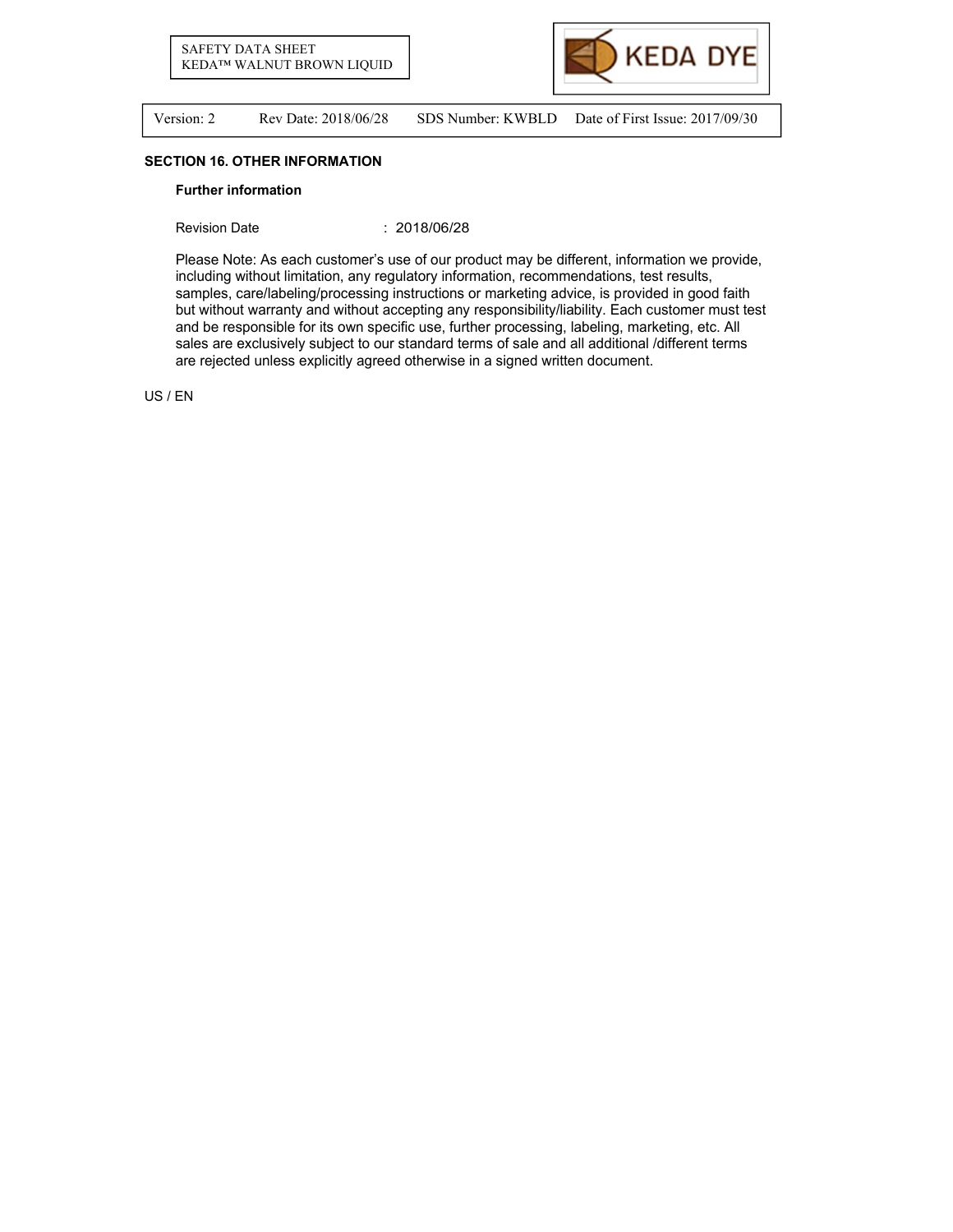## SECTION 16. OTHER INFORMATION

### Further information

Revision Date : 2018/06/28

Please Note: As each customer's use of our product may be different, information we provide, including without limitation, any regulatory information, recommendations, test results, samples, care/labeling/processing instructions or marketing advice, is provided in good faith but without warranty and without accepting any responsibility/liability. Each customer must test and be responsible for its own specific use, further processing, labeling, marketing, etc. All sales are exclusively subject to our standard terms of sale and all additional /different terms are rejected unless explicitly agreed otherwise in a signed written document.

US / EN